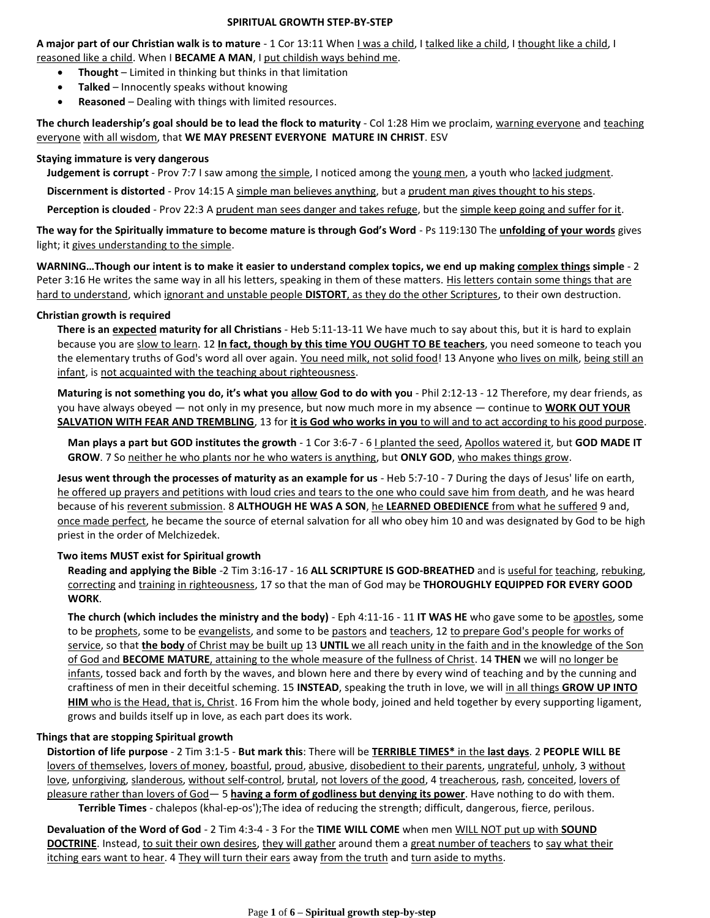# SPIRITUAL GROWTH STEP-BY-STEP

**A major part of our Christian walk is to mature** - 1 Cor 13:11 When I was a child, I talked like a child, I thought like a child, I reasoned like a child. When I **BECAME A MAN**, I put childish ways behind me.

- **Thought** – Limited in thinking but thinks in that limitation
- **Talked** – Innocently speaks without knowing
- **Reasoned** – Dealing with things with limited resources.

**The church leadership's goal should be to lead the flock to maturity** - Col 1:28 Him we proclaim, warning everyone and teaching everyone with all wisdom, that **WE MAY PRESENT EVERYONE MATURE IN CHRIST**. ESV

**Staying immature is very dangerous**

**Judgement is corrupt** - Prov 7:7 I saw among the simple, I noticed among the young men, a youth who lacked judgment.

**Discernment is distorted** - Prov 14:15 A simple man believes anything, but a prudent man gives thought to his steps.

**Perception is clouded** - Prov 22:3 A prudent man sees danger and takes refuge, but the simple keep going and suffer for it.

**The way for the Spiritually immature to become mature is through God's Word** - Ps 119:130 The **unfolding of your words** gives light; it gives understanding to the simple.

**WARNING…Though our intent is to make it easier to understand complex topics, we end up making complex things simple** - 2 Peter 3:16 He writes the same way in all his letters, speaking in them of these matters. His letters contain some things that are hard to understand, which ignorant and unstable people **DISTORT**, as they do the other Scriptures, to their own destruction.

**Christian growth is required**

**There is an expected maturity for all Christians** - Heb 5:11-13-11 We have much to say about this, but it is hard to explain because you are slow to learn. 12 **In fact, though by this time YOU OUGHT TO BE teachers**, you need someone to teach you the elementary truths of God's word all over again. You need milk, not solid food! 13 Anyone who lives on milk, being still an infant, is not acquainted with the teaching about righteousness.

**Maturing is not something you do, it's what you allow God to do with you** - Phil 2:12-13 - 12 Therefore, my dear friends, as you have always obeyed — not only in my presence, but now much more in my absence — continue to **WORK OUT YOUR SALVATION WITH FEAR AND TREMBLING**, 13 for **it is God who works in you** to will and to act according to his good purpose.

**Man plays a part but GOD institutes the growth** - 1 Cor 3:6-7 - 6 I planted the seed, Apollos watered it, but **GOD MADE IT GROW**. 7 So neither he who plants nor he who waters is anything, but **ONLY GOD**, who makes things grow.

**Jesus went through the processes of maturity as an example for us** - Heb 5:7-10 - 7 During the days of Jesus' life on earth, he offered up prayers and petitions with loud cries and tears to the one who could save him from death, and he was heard because of his reverent submission. 8 **ALTHOUGH HE WAS A SON**, he **LEARNED OBEDIENCE** from what he suffered 9 and, once made perfect, he became the source of eternal salvation for all who obey him 10 and was designated by God to be high priest in the order of Melchizedek.

**Two items MUST exist for Spiritual growth**

**Reading and applying the Bible** -2 Tim 3:16-17 - 16 **ALL SCRIPTURE IS GOD-BREATHED** and is useful for teaching, rebuking, correcting and training in righteousness, 17 so that the man of God may be **THOROUGHLY EQUIPPED FOR EVERY GOOD WORK**.

**The church (which includes the ministry and the body)** - Eph 4:11-16 - 11 **IT WAS HE** who gave some to be apostles, some to be prophets, some to be evangelists, and some to be pastors and teachers, 12 to prepare God's people for works of service, so that **the body** of Christ may be built up 13 **UNTIL** we all reach unity in the faith and in the knowledge of the Son of God and **BECOME MATURE**, attaining to the whole measure of the fullness of Christ. 14 **THEN** we will no longer be infants, tossed back and forth by the waves, and blown here and there by every wind of teaching and by the cunning and craftiness of men in their deceitful scheming. 15 **INSTEAD**, speaking the truth in love, we will in all things **GROW UP INTO HIM** who is the Head, that is, Christ. 16 From him the whole body, joined and held together by every supporting ligament, grows and builds itself up in love, as each part does its work.

**Things that are stopping Spiritual growth**

**Distortion of life purpose** - 2 Tim 3:1-5 - **But mark this**: There will be **TERRIBLE TIMES*** in the **last days**. 2 **PEOPLE WILL BE** lovers of themselves, lovers of money, boastful, proud, abusive, disobedient to their parents, ungrateful, unholy, 3 without love, unforgiving, slanderous, without self-control, brutal, not lovers of the good, 4 treacherous, rash, conceited, lovers of pleasure rather than lovers of God— 5 **having a form of godliness but denying its power**. Have nothing to do with them.

**Terrible Times** - chalepos (khal-ep-os');The idea of reducing the strength; difficult, dangerous, fierce, perilous.

**Devaluation of the Word of God** - 2 Tim 4:3-4 - 3 For the **TIME WILL COME** when men WILL NOT put up with **SOUND DOCTRINE**. Instead, to suit their own desires, they will gather around them a great number of teachers to say what their itching ears want to hear. 4 They will turn their ears away from the truth and turn aside to myths.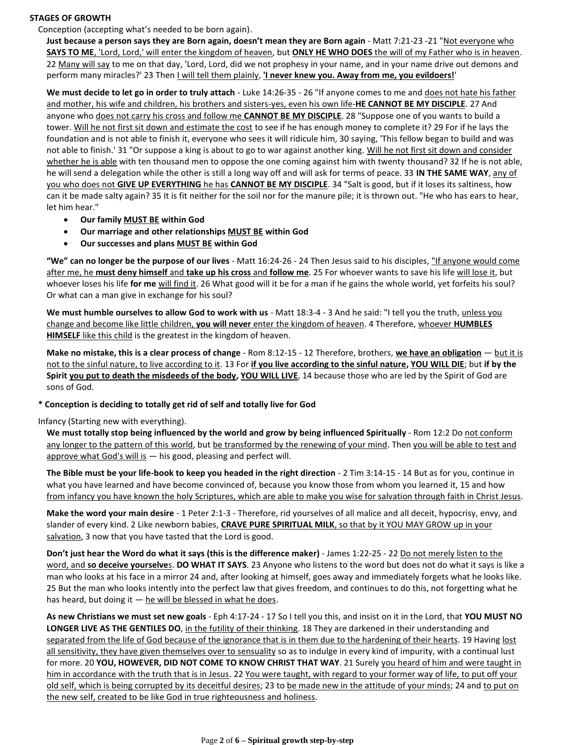**STAGES OF GROWTH**

Conception (accepting what's needed to be born again).

**Just because a person says they are Born again, doesn't mean they are Born again** - Matt 7:21-23 -21 "Not everyone who **SAYS TO ME**, 'Lord, Lord,' will enter the kingdom of heaven, but **ONLY HE WHO DOES** the will of my Father who is in heaven. 22 Many will say to me on that day, 'Lord, Lord, did we not prophesy in your name, and in your name drive out demons and perform many miracles?' 23 Then I will tell them plainly, **'I never knew you. Away from me, you evildoers!'**

**We must decide to let go in order to truly attach** - Luke 14:26-35 - 26 "If anyone comes to me and does not hate his father and mother, his wife and children, his brothers and sisters-yes, even his own life-**HE CANNOT BE MY DISCIPLE**. 27 And anyone who does not carry his cross and follow me **CANNOT BE MY DISCIPLE**. 28 "Suppose one of you wants to build a tower. Will he not first sit down and estimate the cost to see if he has enough money to complete it? 29 For if he lays the foundation and is not able to finish it, everyone who sees it will ridicule him, 30 saying, 'This fellow began to build and was not able to finish.' 31 "Or suppose a king is about to go to war against another king. Will he not first sit down and consider whether he is able with ten thousand men to oppose the one coming against him with twenty thousand? 32 If he is not able, he will send a delegation while the other is still a long way off and will ask for terms of peace. 33 **IN THE SAME WAY**, any of you who does not **GIVE UP EVERYTHING** he has **CANNOT BE MY DISCIPLE**. 34 "Salt is good, but if it loses its saltiness, how can it be made salty again? 35 It is fit neither for the soil nor for the manure pile; it is thrown out. "He who has ears to hear, let him hear."

- **Our family MUST BE within God**
- **Our marriage and other relationships MUST BE within God**
- **Our successes and plans MUST BE within God**

**"We" can no longer be the purpose of our lives** - Matt 16:24-26 - 24 Then Jesus said to his disciples, "If anyone would come after me, he **must deny himself** and **take up his cross** and **follow me**. 25 For whoever wants to save his life will lose it, but whoever loses his life **for me** will find it. 26 What good will it be for a man if he gains the whole world, yet forfeits his soul? Or what can a man give in exchange for his soul?

**We must humble ourselves to allow God to work with us** - Matt 18:3-4 - 3 And he said: "I tell you the truth, unless you change and become like little children, **you will never** enter the kingdom of heaven. 4 Therefore, whoever **HUMBLES HIMSELF** like this child is the greatest in the kingdom of heaven.

**Make no mistake, this is a clear process of change** - Rom 8:12-15 - 12 Therefore, brothers, **we have an obligation** — but it is not to the sinful nature, to live according to it. 13 For **if you live according to the sinful nature, YOU WILL DIE**; but **if by the Spirit you put to death the misdeeds of the body, YOU WILL LIVE**, 14 because those who are led by the Spirit of God are sons of God.

**\* Conception is deciding to totally get rid of self and totally live for God**

Infancy (Starting new with everything).

**We must totally stop being influenced by the world and grow by being influenced Spiritually** - Rom 12:2 Do not conform any longer to the pattern of this world, but be transformed by the renewing of your mind. Then you will be able to test and approve what God's will is — his good, pleasing and perfect will.

**The Bible must be your life-book to keep you headed in the right direction** - 2 Tim 3:14-15 - 14 But as for you, continue in what you have learned and have become convinced of, because you know those from whom you learned it, 15 and how from infancy you have known the holy Scriptures, which are able to make you wise for salvation through faith in Christ Jesus.

**Make the word your main desire** - 1 Peter 2:1-3 - Therefore, rid yourselves of all malice and all deceit, hypocrisy, envy, and slander of every kind. 2 Like newborn babies, **CRAVE PURE SPIRITUAL MILK**, so that by it YOU MAY GROW up in your salvation, 3 now that you have tasted that the Lord is good.

**Don't just hear the Word do what it says (this is the difference maker)** - James 1:22-25 - 22 Do not merely listen to the word, and **so deceive yourselve**s. **DO WHAT IT SAYS**. 23 Anyone who listens to the word but does not do what it says is like a man who looks at his face in a mirror 24 and, after looking at himself, goes away and immediately forgets what he looks like. 25 But the man who looks intently into the perfect law that gives freedom, and continues to do this, not forgetting what he has heard, but doing it — he will be blessed in what he does.

**As new Christians we must set new goals** - Eph 4:17-24 - 17 So I tell you this, and insist on it in the Lord, that **YOU MUST NO LONGER LIVE AS THE GENTILES DO**, in the futility of their thinking. 18 They are darkened in their understanding and separated from the life of God because of the ignorance that is in them due to the hardening of their hearts. 19 Having lost all sensitivity, they have given themselves over to sensuality so as to indulge in every kind of impurity, with a continual lust for more. 20 **YOU, HOWEVER, DID NOT COME TO KNOW CHRIST THAT WAY**. 21 Surely you heard of him and were taught in him in accordance with the truth that is in Jesus. 22 You were taught, with regard to your former way of life, to put off your old self, which is being corrupted by its deceitful desires; 23 to be made new in the attitude of your minds; 24 and to put on the new self, created to be like God in true righteousness and holiness.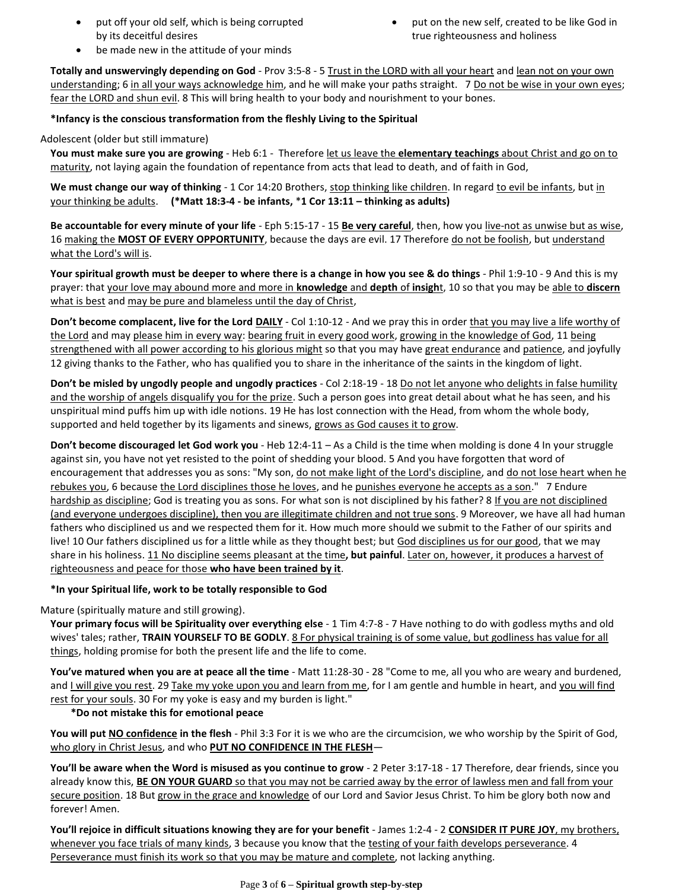- put off your old self, which is being corrupted by its deceitful desires
- be made new in the attitude of your minds
- put on the new self, created to be like God in true righteousness and holiness

**Totally and unswervingly depending on God** - Prov 3:5-8 - 5 Trust in the LORD with all your heart and lean not on your own understanding; 6 in all your ways acknowledge him, and he will make your paths straight. 7 Do not be wise in your own eyes; fear the LORD and shun evil. 8 This will bring health to your body and nourishment to your bones.

**\*Infancy is the conscious transformation from the fleshly Living to the Spiritual**

Adolescent (older but still immature)

**You must make sure you are growing** - Heb 6:1 - Therefore let us leave the **elementary teachings** about Christ and go on to maturity, not laying again the foundation of repentance from acts that lead to death, and of faith in God,

**We must change our way of thinking** - 1 Cor 14:20 Brothers, stop thinking like children. In regard to evil be infants, but in your thinking be adults. **(\*Matt 18:3-4 - be infants, \*1 Cor 13:11 – thinking as adults)**

**Be accountable for every minute of your life** - Eph 5:15-17 - 15 **Be very careful**, then, how you live-not as unwise but as wise, 16 making the **MOST OF EVERY OPPORTUNITY**, because the days are evil. 17 Therefore do not be foolish, but understand what the Lord's will is.

**Your spiritual growth must be deeper to where there is a change in how you see & do things** - Phil 1:9-10 - 9 And this is my prayer: that your love may abound more and more in **knowledge** and **depth** of **insigh**t, 10 so that you may be able to **discern** what is best and may be pure and blameless until the day of Christ,

**Don't become complacent, live for the Lord DAILY** - Col 1:10-12 - And we pray this in order that you may live a life worthy of the Lord and may please him in every way: bearing fruit in every good work, growing in the knowledge of God, 11 being strengthened with all power according to his glorious might so that you may have great endurance and patience, and joyfully 12 giving thanks to the Father, who has qualified you to share in the inheritance of the saints in the kingdom of light.

**Don't be misled by ungodly people and ungodly practices** - Col 2:18-19 - 18 Do not let anyone who delights in false humility and the worship of angels disqualify you for the prize. Such a person goes into great detail about what he has seen, and his unspiritual mind puffs him up with idle notions. 19 He has lost connection with the Head, from whom the whole body, supported and held together by its ligaments and sinews, grows as God causes it to grow.

**Don't become discouraged let God work you** - Heb 12:4-11 – As a Child is the time when molding is done 4 In your struggle against sin, you have not yet resisted to the point of shedding your blood. 5 And you have forgotten that word of encouragement that addresses you as sons: "My son, do not make light of the Lord's discipline, and do not lose heart when he rebukes you, 6 because the Lord disciplines those he loves, and he punishes everyone he accepts as a son." 7 Endure hardship as discipline; God is treating you as sons. For what son is not disciplined by his father? 8 If you are not disciplined (and everyone undergoes discipline), then you are illegitimate children and not true sons. 9 Moreover, we have all had human fathers who disciplined us and we respected them for it. How much more should we submit to the Father of our spirits and live! 10 Our fathers disciplined us for a little while as they thought best; but God disciplines us for our good, that we may share in his holiness. 11 No discipline seems pleasant at the time**, but painful**. Later on, however, it produces a harvest of righteousness and peace for those **who have been trained by it**.

**\*In your Spiritual life, work to be totally responsible to God**

Mature (spiritually mature and still growing).

**Your primary focus will be Spirituality over everything else** - 1 Tim 4:7-8 - 7 Have nothing to do with godless myths and old wives' tales; rather, **TRAIN YOURSELF TO BE GODLY**. 8 For physical training is of some value, but godliness has value for all things, holding promise for both the present life and the life to come.

**You've matured when you are at peace all the time** - Matt 11:28-30 - 28 "Come to me, all you who are weary and burdened, and I will give you rest. 29 Take my yoke upon you and learn from me, for I am gentle and humble in heart, and you will find rest for your souls. 30 For my yoke is easy and my burden is light."

**\*Do not mistake this for emotional peace**

**You will put NO confidence in the flesh** - Phil 3:3 For it is we who are the circumcision, we who worship by the Spirit of God, who glory in Christ Jesus, and who **PUT NO CONFIDENCE IN THE FLESH**—

**You'll be aware when the Word is misused as you continue to grow** - 2 Peter 3:17-18 - 17 Therefore, dear friends, since you already know this, **BE ON YOUR GUARD** so that you may not be carried away by the error of lawless men and fall from your secure position. 18 But grow in the grace and knowledge of our Lord and Savior Jesus Christ. To him be glory both now and forever! Amen.

**You'll rejoice in difficult situations knowing they are for your benefit** - James 1:2-4 - 2 **CONSIDER IT PURE JOY**, my brothers, whenever you face trials of many kinds, 3 because you know that the testing of your faith develops perseverance. 4 Perseverance must finish its work so that you may be mature and complete, not lacking anything.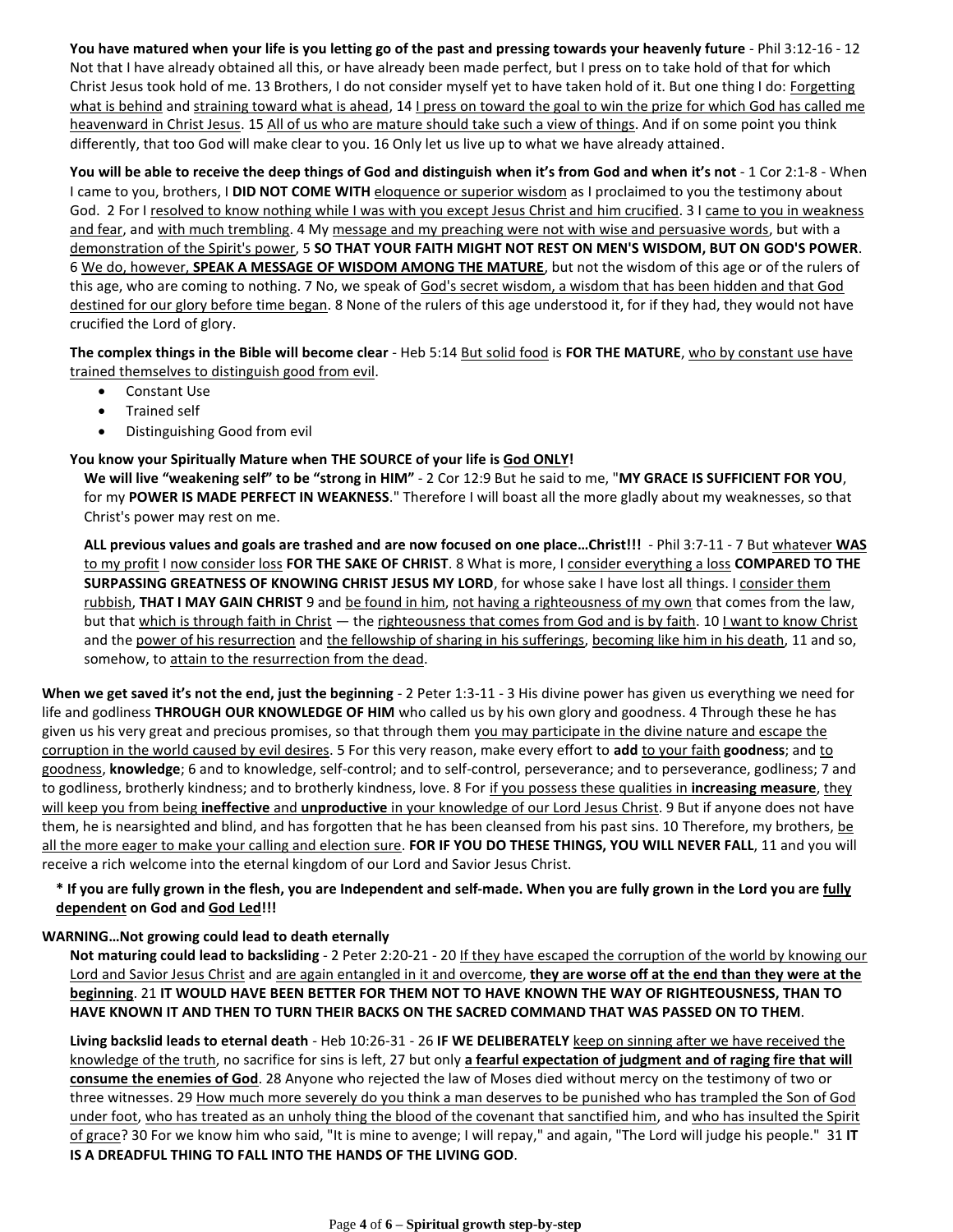**You have matured when your life is you letting go of the past and pressing towards your heavenly future** - Phil 3:12-16 - 12 Not that I have already obtained all this, or have already been made perfect, but I press on to take hold of that for which Christ Jesus took hold of me. 13 Brothers, I do not consider myself yet to have taken hold of it. But one thing I do: Forgetting what is behind and straining toward what is ahead, 14 I press on toward the goal to win the prize for which God has called me heavenward in Christ Jesus. 15 All of us who are mature should take such a view of things. And if on some point you think differently, that too God will make clear to you. 16 Only let us live up to what we have already attained.

**You will be able to receive the deep things of God and distinguish when it's from God and when it's not** - 1 Cor 2:1-8 - When I came to you, brothers, I **DID NOT COME WITH** eloquence or superior wisdom as I proclaimed to you the testimony about God. 2 For I resolved to know nothing while I was with you except Jesus Christ and him crucified. 3 I came to you in weakness and fear, and with much trembling. 4 My message and my preaching were not with wise and persuasive words, but with a demonstration of the Spirit's power, 5 **SO THAT YOUR FAITH MIGHT NOT REST ON MEN'S WISDOM, BUT ON GOD'S POWER**. 6 We do, however, **SPEAK A MESSAGE OF WISDOM AMONG THE MATURE**, but not the wisdom of this age or of the rulers of this age, who are coming to nothing. 7 No, we speak of God's secret wisdom, a wisdom that has been hidden and that God destined for our glory before time began. 8 None of the rulers of this age understood it, for if they had, they would not have crucified the Lord of glory.

**The complex things in the Bible will become clear** - Heb 5:14 But solid food is **FOR THE MATURE**, who by constant use have trained themselves to distinguish good from evil.

- Constant Use
- Trained self
- Distinguishing Good from evil

**You know your Spiritually Mature when THE SOURCE of your life is God ONLY!**

**We will live "weakening self" to be "strong in HIM"** - 2 Cor 12:9 But he said to me, "**MY GRACE IS SUFFICIENT FOR YOU**, for my **POWER IS MADE PERFECT IN WEAKNESS**." Therefore I will boast all the more gladly about my weaknesses, so that Christ's power may rest on me.

**ALL previous values and goals are trashed and are now focused on one place…Christ!!!** - Phil 3:7-11 - 7 But whatever **WAS** to my profit I now consider loss **FOR THE SAKE OF CHRIST**. 8 What is more, I consider everything a loss **COMPARED TO THE SURPASSING GREATNESS OF KNOWING CHRIST JESUS MY LORD**, for whose sake I have lost all things. I consider them rubbish, **THAT I MAY GAIN CHRIST** 9 and be found in him, not having a righteousness of my own that comes from the law, but that which is through faith in Christ — the righteousness that comes from God and is by faith. 10 I want to know Christ and the power of his resurrection and the fellowship of sharing in his sufferings, becoming like him in his death, 11 and so, somehow, to attain to the resurrection from the dead.

**When we get saved it's not the end, just the beginning** - 2 Peter 1:3-11 - 3 His divine power has given us everything we need for life and godliness **THROUGH OUR KNOWLEDGE OF HIM** who called us by his own glory and goodness. 4 Through these he has given us his very great and precious promises, so that through them you may participate in the divine nature and escape the corruption in the world caused by evil desires. 5 For this very reason, make every effort to **add** to your faith **goodness**; and to goodness, **knowledge**; 6 and to knowledge, self-control; and to self-control, perseverance; and to perseverance, godliness; 7 and to godliness, brotherly kindness; and to brotherly kindness, love. 8 For if you possess these qualities in **increasing measure**, they will keep you from being **ineffective** and **unproductive** in your knowledge of our Lord Jesus Christ. 9 But if anyone does not have them, he is nearsighted and blind, and has forgotten that he has been cleansed from his past sins. 10 Therefore, my brothers, be all the more eager to make your calling and election sure. **FOR IF YOU DO THESE THINGS, YOU WILL NEVER FALL**, 11 and you will receive a rich welcome into the eternal kingdom of our Lord and Savior Jesus Christ.

**\* If you are fully grown in the flesh, you are Independent and self-made. When you are fully grown in the Lord you are fully dependent on God and God Led!!!**

**WARNING…Not growing could lead to death eternally**

**Not maturing could lead to backsliding** - 2 Peter 2:20-21 - 20 If they have escaped the corruption of the world by knowing our Lord and Savior Jesus Christ and are again entangled in it and overcome, **they are worse off at the end than they were at the beginning**. 21 **IT WOULD HAVE BEEN BETTER FOR THEM NOT TO HAVE KNOWN THE WAY OF RIGHTEOUSNESS, THAN TO HAVE KNOWN IT AND THEN TO TURN THEIR BACKS ON THE SACRED COMMAND THAT WAS PASSED ON TO THEM**.

**Living backslid leads to eternal death** - Heb 10:26-31 - 26 **IF WE DELIBERATELY** keep on sinning after we have received the knowledge of the truth, no sacrifice for sins is left, 27 but only **a fearful expectation of judgment and of raging fire that will consume the enemies of God**. 28 Anyone who rejected the law of Moses died without mercy on the testimony of two or three witnesses. 29 How much more severely do you think a man deserves to be punished who has trampled the Son of God under foot, who has treated as an unholy thing the blood of the covenant that sanctified him, and who has insulted the Spirit of grace? 30 For we know him who said, "It is mine to avenge; I will repay," and again, "The Lord will judge his people." 31 **IT IS A DREADFUL THING TO FALL INTO THE HANDS OF THE LIVING GOD**.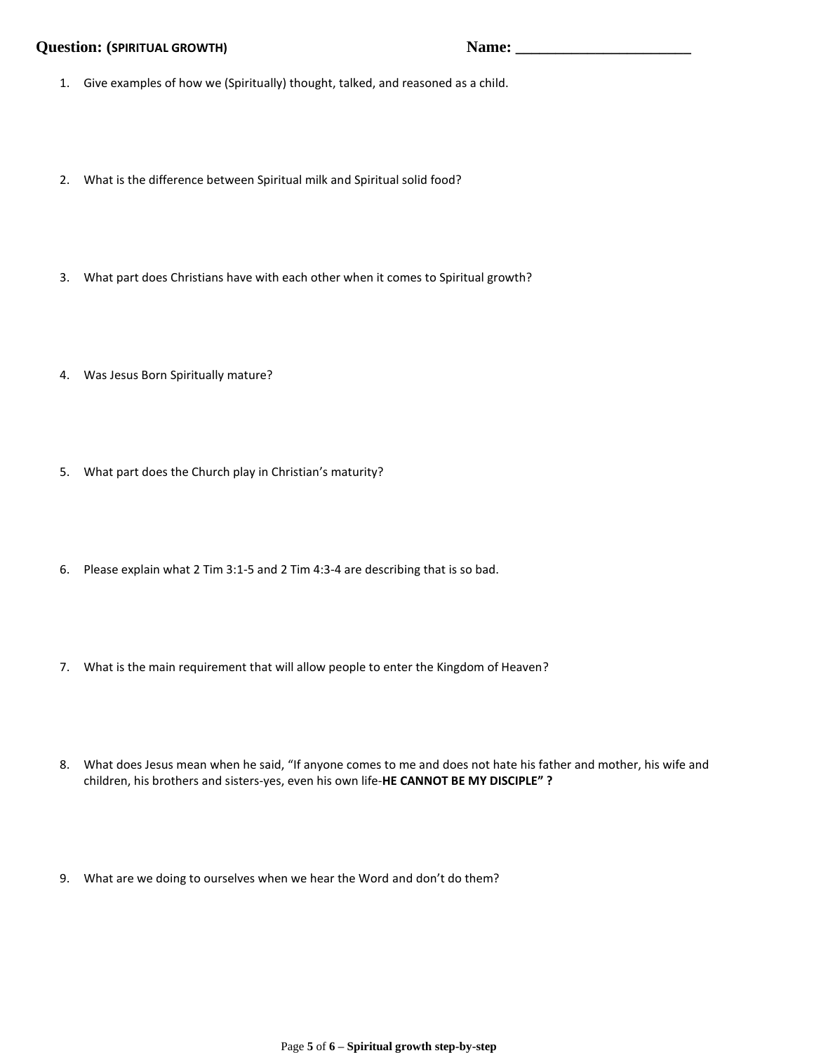**Question: (SPIRITUAL GROWTH)** **Name: ______________________**

1. Give examples of how we (Spiritually) thought, talked, and reasoned as a child.

2. What is the difference between Spiritual milk and Spiritual solid food?

3. What part does Christians have with each other when it comes to Spiritual growth?

4. Was Jesus Born Spiritually mature?

5. What part does the Church play in Christian's maturity?

6. Please explain what 2 Tim 3:1-5 and 2 Tim 4:3-4 are describing that is so bad.

7. What is the main requirement that will allow people to enter the Kingdom of Heaven?

8. What does Jesus mean when he said, "If anyone comes to me and does not hate his father and mother, his wife and children, his brothers and sisters-yes, even his own life-**HE CANNOT BE MY DISCIPLE" ?**

9. What are we doing to ourselves when we hear the Word and don't do them?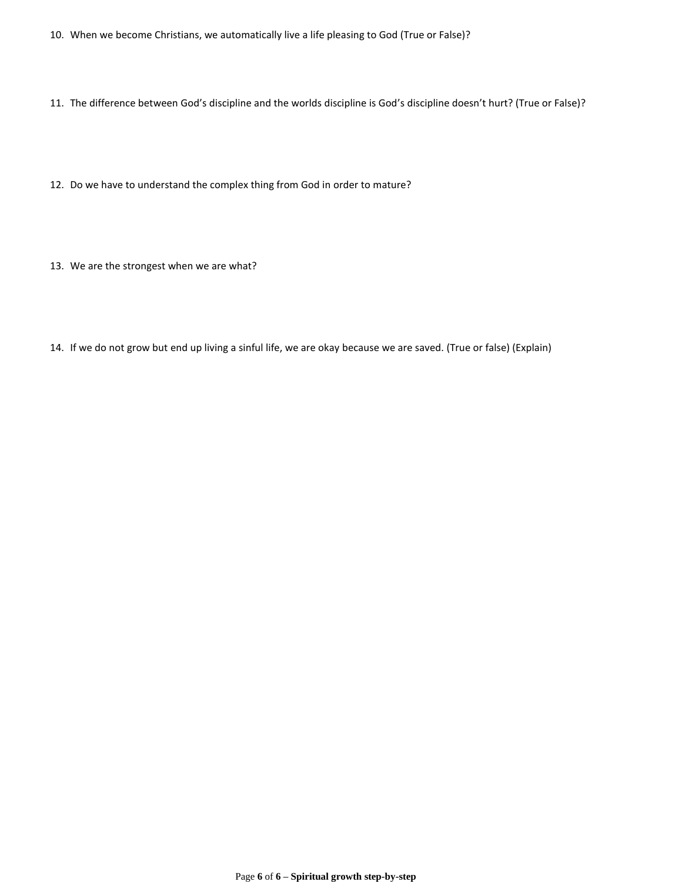10. When we become Christians, we automatically live a life pleasing to God (True or False)?

11. The difference between God's discipline and the worlds discipline is God's discipline doesn't hurt? (True or False)?

12. Do we have to understand the complex thing from God in order to mature?

13. We are the strongest when we are what?

14. If we do not grow but end up living a sinful life, we are okay because we are saved. (True or false) (Explain)